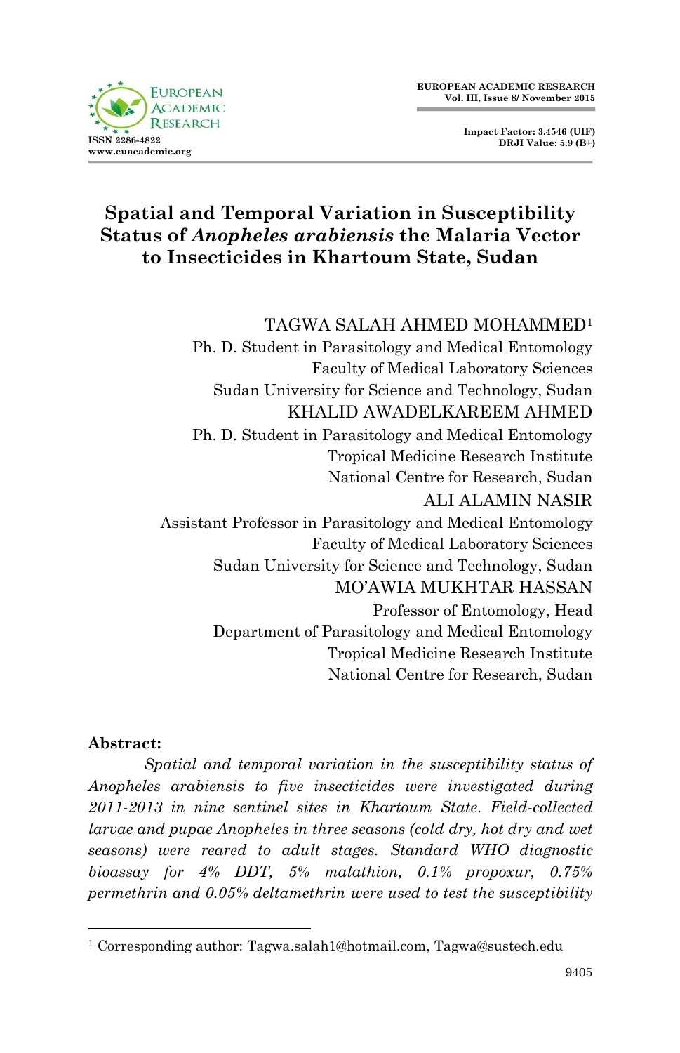# Spatial and Temporal Variation in Susceptibility Status of *Anopheles arabiensis* the Malaria Vector to Insecticides in Khartoum State, Sudan

TAGWA SALAH AHMED MOHAMMED[1]
Ph. D. Student in Parasitology and Medical Entomology
Faculty of Medical Laboratory Sciences
Sudan University for Science and Technology, Sudan

KHALID AWADELKAREEM AHMED
Ph. D. Student in Parasitology and Medical Entomology
Tropical Medicine Research Institute
National Centre for Research, Sudan

ALI ALAMIN NASIR
Assistant Professor in Parasitology and Medical Entomology
Faculty of Medical Laboratory Sciences
Sudan University for Science and Technology, Sudan

MO'AWIA MUKHTAR HASSAN
Professor of Entomology, Head
Department of Parasitology and Medical Entomology
Tropical Medicine Research Institute
National Centre for Research, Sudan

**Abstract:**

*Spatial and temporal variation in the susceptibility status of Anopheles arabiensis to five insecticides were investigated during 2011-2013 in nine sentinel sites in Khartoum State. Field-collected larvae and pupae Anopheles in three seasons (cold dry, hot dry and wet seasons) were reared to adult stages. Standard WHO diagnostic bioassay for 4% DDT, 5% malathion, 0.1% propoxur, 0.75% permethrin and 0.05% deltamethrin were used to test the susceptibility*

[1] Corresponding author: Tagwa.salah1@hotmail.com, Tagwa@sustech.edu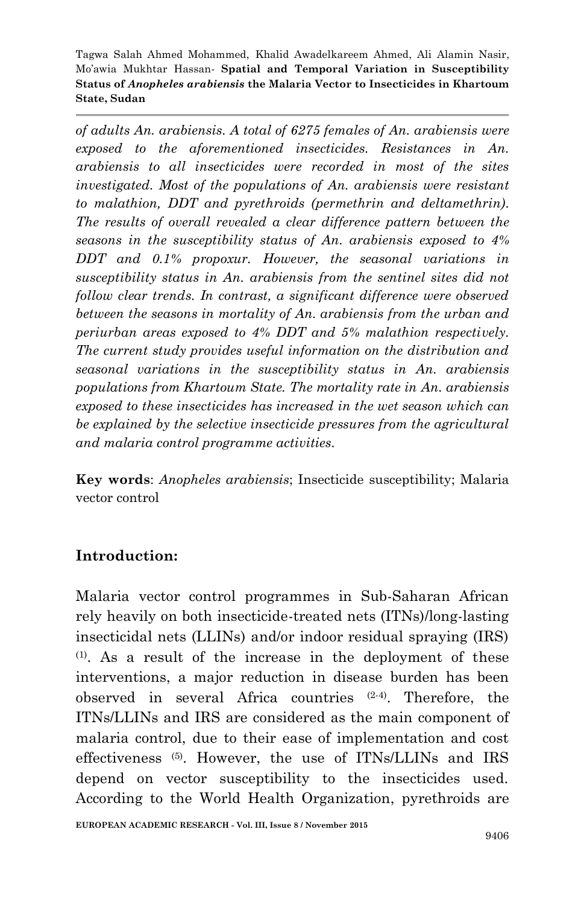*of adults An. arabiensis. A total of 6275 females of An. arabiensis were exposed to the aforementioned insecticides. Resistances in An. arabiensis to all insecticides were recorded in most of the sites investigated. Most of the populations of An. arabiensis were resistant to malathion, DDT and pyrethroids (permethrin and deltamethrin). The results of overall revealed a clear difference pattern between the seasons in the susceptibility status of An. arabiensis exposed to 4% DDT and 0.1% propoxur. However, the seasonal variations in susceptibility status in An. arabiensis from the sentinel sites did not follow clear trends. In contrast, a significant difference were observed between the seasons in mortality of An. arabiensis from the urban and periurban areas exposed to 4% DDT and 5% malathion respectively. The current study provides useful information on the distribution and seasonal variations in the susceptibility status in An. arabiensis populations from Khartoum State. The mortality rate in An. arabiensis exposed to these insecticides has increased in the wet season which can be explained by the selective insecticide pressures from the agricultural and malaria control programme activities.*

**Key words**: *Anopheles arabiensis*; Insecticide susceptibility; Malaria vector control

## Introduction:

Malaria vector control programmes in Sub-Saharan African rely heavily on both insecticide-treated nets (ITNs)/long-lasting insecticidal nets (LLINs) and/or indoor residual spraying (IRS) [1]. As a result of the increase in the deployment of these interventions, a major reduction in disease burden has been observed in several Africa countries [2-4]. Therefore, the ITNs/LLINs and IRS are considered as the main component of malaria control, due to their ease of implementation and cost effectiveness [5]. However, the use of ITNs/LLINs and IRS depend on vector susceptibility to the insecticides used. According to the World Health Organization, pyrethroids are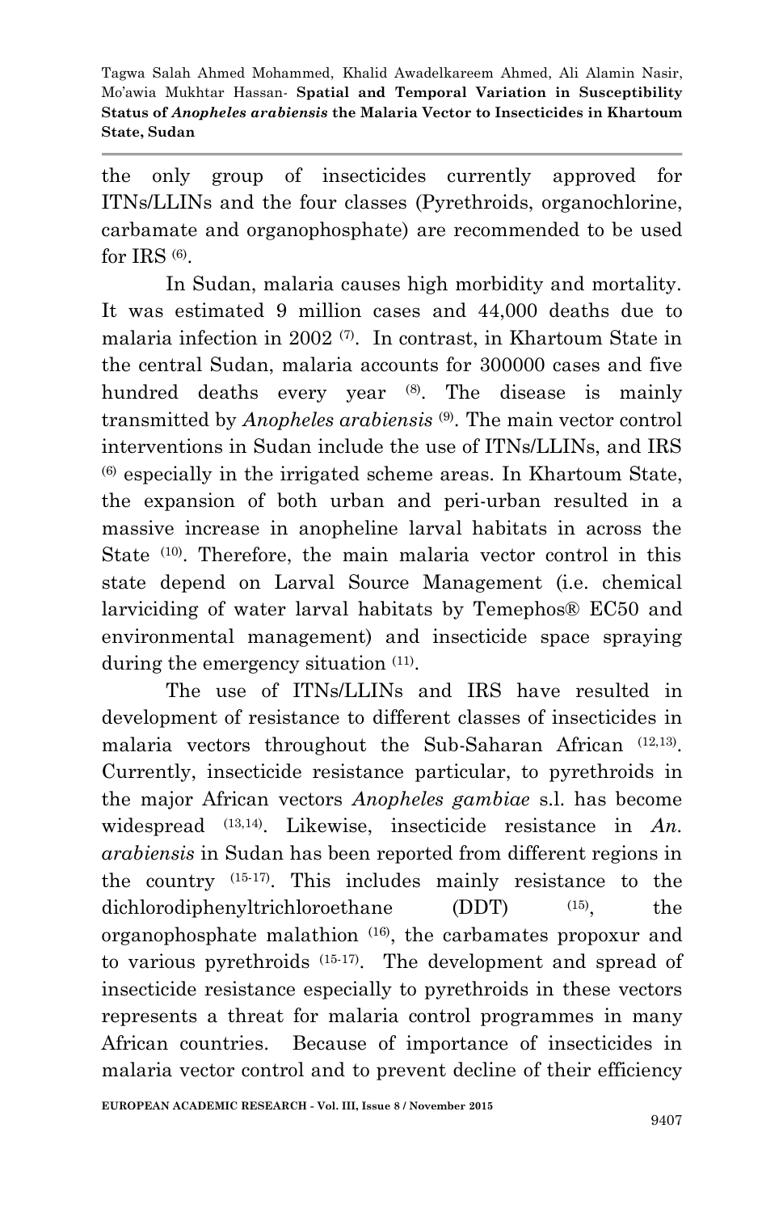the only group of insecticides currently approved for ITNs/LLINs and the four classes (Pyrethroids, organochlorine, carbamate and organophosphate) are recommended to be used for IRS [6].

In Sudan, malaria causes high morbidity and mortality. It was estimated 9 million cases and 44,000 deaths due to malaria infection in 2002 [7]. In contrast, in Khartoum State in the central Sudan, malaria accounts for 300000 cases and five hundred deaths every year [8]. The disease is mainly transmitted by *Anopheles arabiensis* [9]. The main vector control interventions in Sudan include the use of ITNs/LLINs, and IRS [6] especially in the irrigated scheme areas. In Khartoum State, the expansion of both urban and peri-urban resulted in a massive increase in anopheline larval habitats in across the State [10]. Therefore, the main malaria vector control in this state depend on Larval Source Management (i.e. chemical larviciding of water larval habitats by Temephos® EC50 and environmental management) and insecticide space spraying during the emergency situation [11].

The use of ITNs/LLINs and IRS have resulted in development of resistance to different classes of insecticides in malaria vectors throughout the Sub-Saharan African [12,13]. Currently, insecticide resistance particular, to pyrethroids in the major African vectors *Anopheles gambiae* s.l. has become widespread [13,14]. Likewise, insecticide resistance in *An. arabiensis* in Sudan has been reported from different regions in the country [15-17]. This includes mainly resistance to the dichlorodiphenyltrichloroethane (DDT) [15], the organophosphate malathion [16], the carbamates propoxur and to various pyrethroids [15-17]. The development and spread of insecticide resistance especially to pyrethroids in these vectors represents a threat for malaria control programmes in many African countries. Because of importance of insecticides in malaria vector control and to prevent decline of their efficiency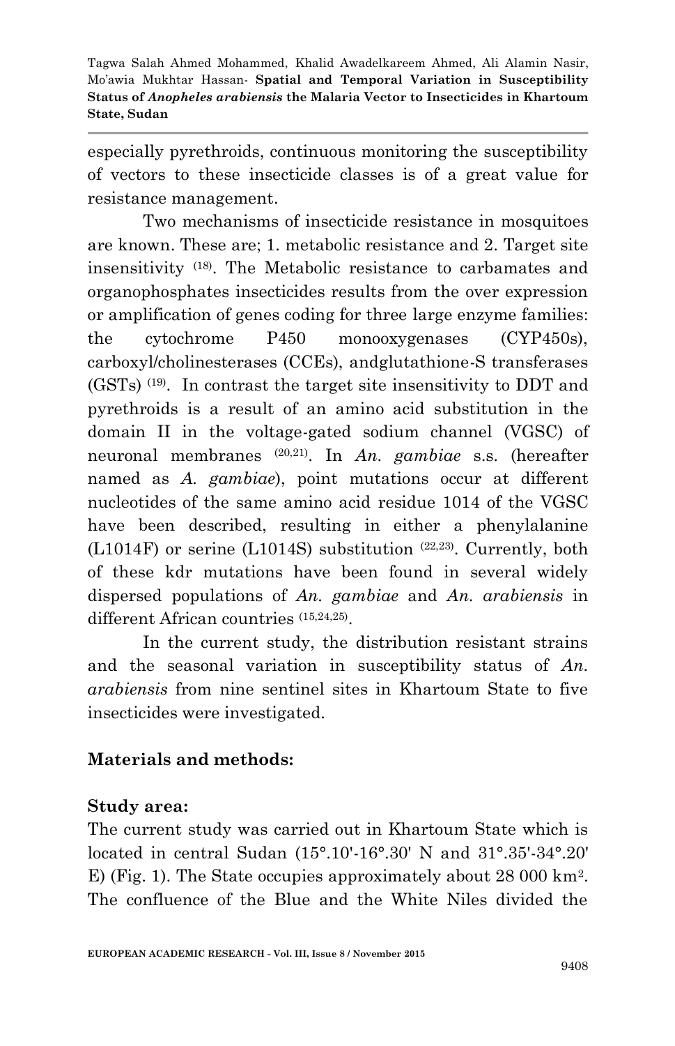especially pyrethroids, continuous monitoring the susceptibility of vectors to these insecticide classes is of a great value for resistance management.

Two mechanisms of insecticide resistance in mosquitoes are known. These are; 1. metabolic resistance and 2. Target site insensitivity [18]. The Metabolic resistance to carbamates and organophosphates insecticides results from the over expression or amplification of genes coding for three large enzyme families: the cytochrome P450 monooxygenases (CYP450s), carboxyl/cholinesterases (CCEs), andglutathione-S transferases (GSTs) [19]. In contrast the target site insensitivity to DDT and pyrethroids is a result of an amino acid substitution in the domain II in the voltage-gated sodium channel (VGSC) of neuronal membranes [20,21]. In *An. gambiae* s.s. (hereafter named as *A. gambiae*), point mutations occur at different nucleotides of the same amino acid residue 1014 of the VGSC have been described, resulting in either a phenylalanine (L1014F) or serine (L1014S) substitution [22,23]. Currently, both of these kdr mutations have been found in several widely dispersed populations of *An. gambiae* and *An. arabiensis* in different African countries [15,24,25].

In the current study, the distribution resistant strains and the seasonal variation in susceptibility status of *An. arabiensis* from nine sentinel sites in Khartoum State to five insecticides were investigated.

## Materials and methods:

### Study area:

The current study was carried out in Khartoum State which is located in central Sudan (15°.10'-16°.30' N and 31°.35'-34°.20' E) (Fig. 1). The State occupies approximately about 28 000 km$^2$. The confluence of the Blue and the White Niles divided the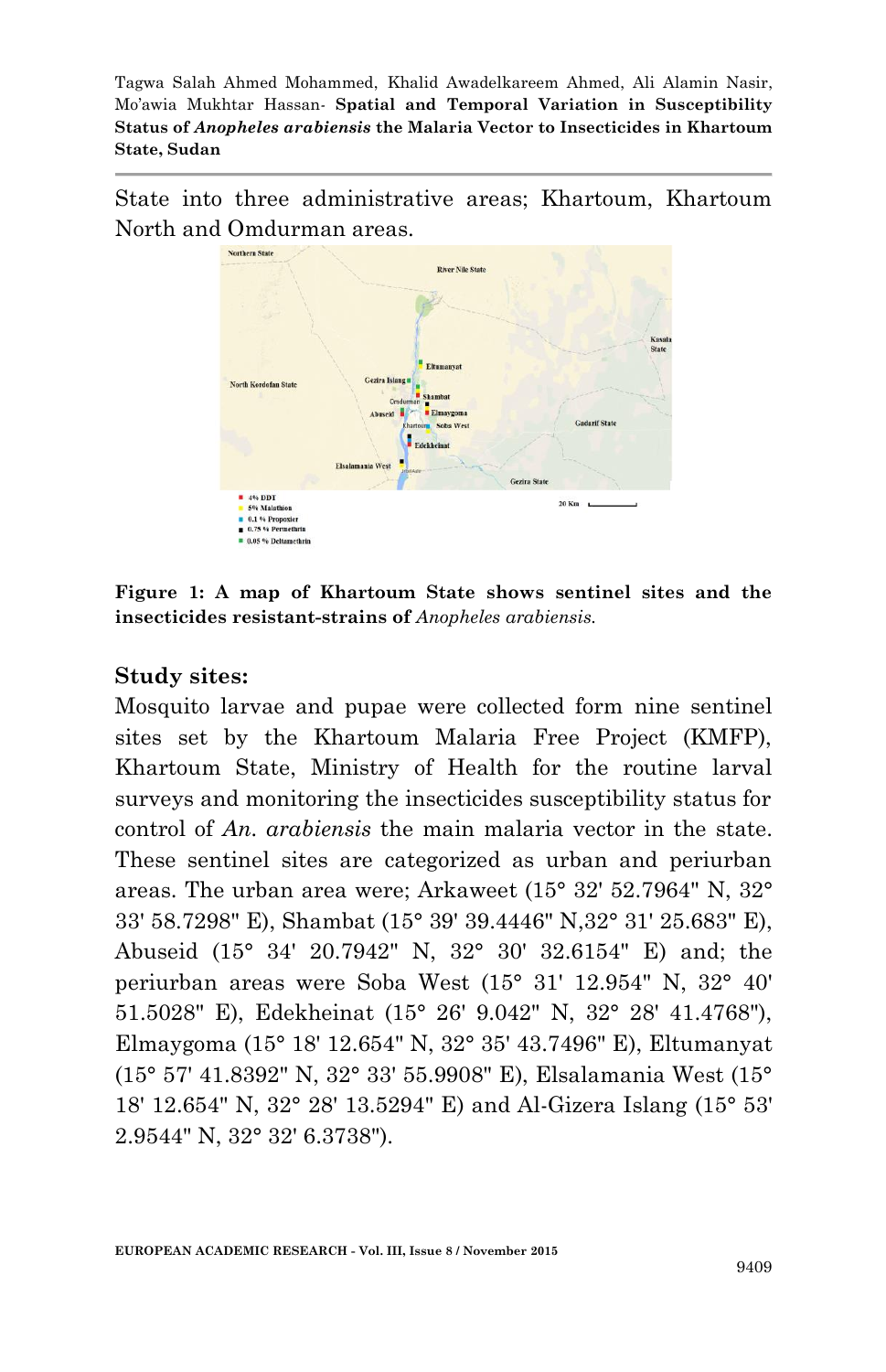State into three administrative areas; Khartoum, Khartoum North and Omdurman areas.

**Figure 1: A map of Khartoum State shows sentinel sites and the insecticides resistant-strains of** *Anopheles arabiensis.*

### Study sites:

Mosquito larvae and pupae were collected form nine sentinel sites set by the Khartoum Malaria Free Project (KMFP), Khartoum State, Ministry of Health for the routine larval surveys and monitoring the insecticides susceptibility status for control of *An. arabiensis* the main malaria vector in the state. These sentinel sites are categorized as urban and periurban areas. The urban area were; Arkaweet (15° 32' 52.7964" N, 32° 33' 58.7298" E), Shambat (15° 39' 39.4446" N,32° 31' 25.683" E), Abuseid (15° 34' 20.7942" N, 32° 30' 32.6154" E) and; the periurban areas were Soba West (15° 31' 12.954" N, 32° 40' 51.5028" E), Edekheinat (15° 26' 9.042" N, 32° 28' 41.4768"), Elmaygoma (15° 18' 12.654" N, 32° 35' 43.7496" E), Eltumanyat (15° 57' 41.8392" N, 32° 33' 55.9908" E), Elsalamania West (15° 18' 12.654" N, 32° 28' 13.5294" E) and Al-Gizera Islang (15° 53' 2.9544" N, 32° 32' 6.3738").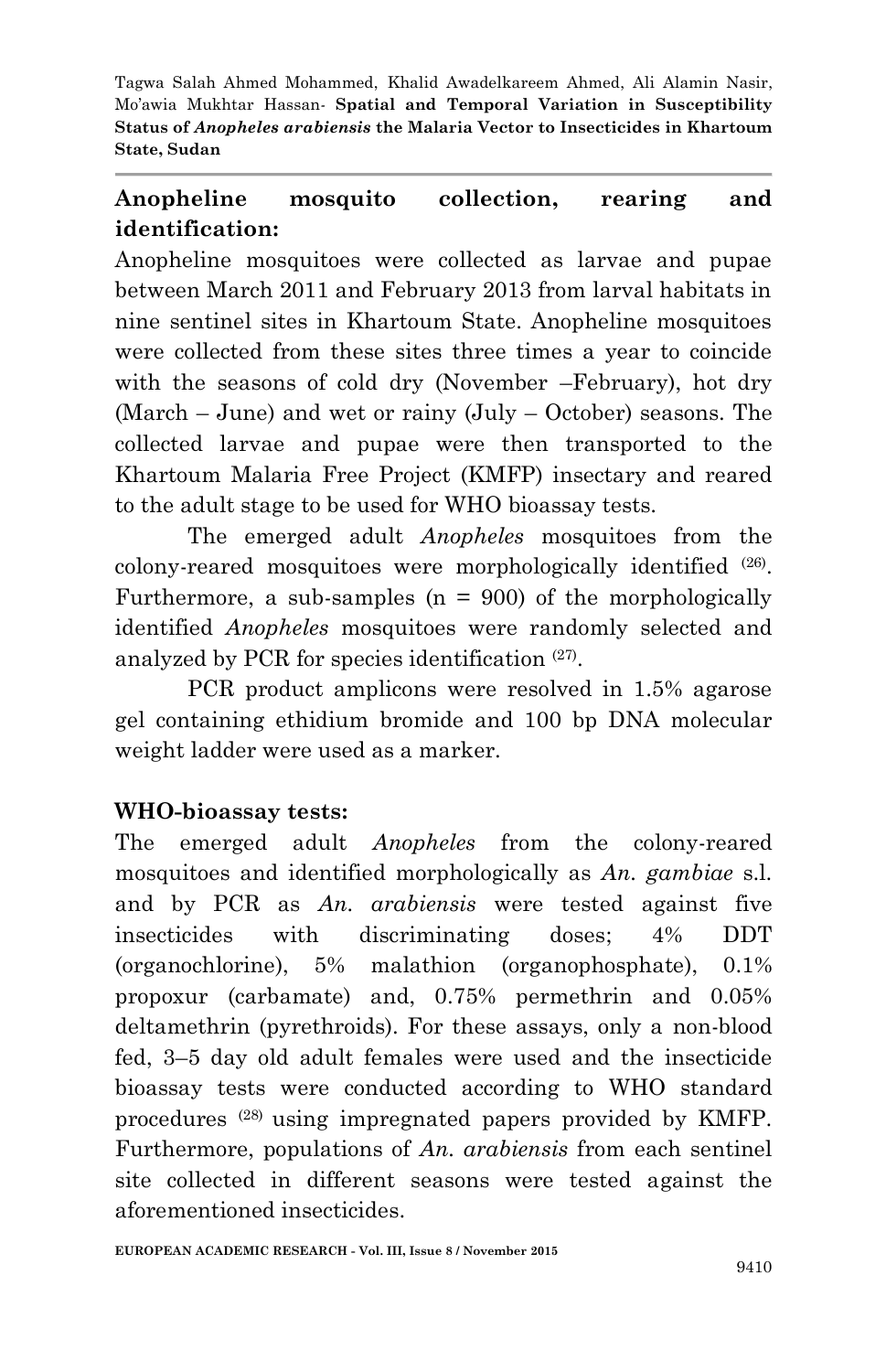### Anopheline mosquito collection, rearing and identification:

Anopheline mosquitoes were collected as larvae and pupae between March 2011 and February 2013 from larval habitats in nine sentinel sites in Khartoum State. Anopheline mosquitoes were collected from these sites three times a year to coincide with the seasons of cold dry (November –February), hot dry (March – June) and wet or rainy (July – October) seasons. The collected larvae and pupae were then transported to the Khartoum Malaria Free Project (KMFP) insectary and reared to the adult stage to be used for WHO bioassay tests.

The emerged adult *Anopheles* mosquitoes from the colony-reared mosquitoes were morphologically identified [26]. Furthermore, a sub-samples (n = 900) of the morphologically identified *Anopheles* mosquitoes were randomly selected and analyzed by PCR for species identification [27].

PCR product amplicons were resolved in 1.5% agarose gel containing ethidium bromide and 100 bp DNA molecular weight ladder were used as a marker.

### WHO-bioassay tests:

The emerged adult *Anopheles* from the colony-reared mosquitoes and identified morphologically as *An. gambiae* s.l. and by PCR as *An. arabiensis* were tested against five insecticides with discriminating doses; 4% DDT (organochlorine), 5% malathion (organophosphate), 0.1% propoxur (carbamate) and, 0.75% permethrin and 0.05% deltamethrin (pyrethroids). For these assays, only a non-blood fed, 3–5 day old adult females were used and the insecticide bioassay tests were conducted according to WHO standard procedures [28] using impregnated papers provided by KMFP. Furthermore, populations of *An. arabiensis* from each sentinel site collected in different seasons were tested against the aforementioned insecticides.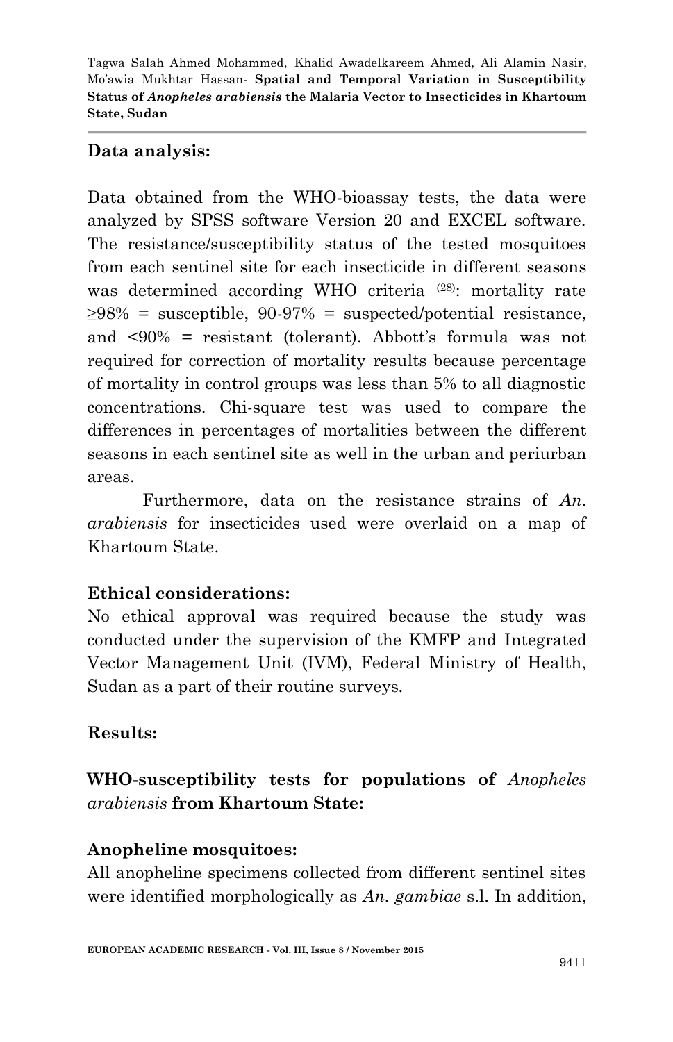**Data analysis:**

Data obtained from the WHO-bioassay tests, the data were analyzed by SPSS software Version 20 and EXCEL software. The resistance/susceptibility status of the tested mosquitoes from each sentinel site for each insecticide in different seasons was determined according WHO criteria [28]: mortality rate ≥98% = susceptible, 90-97% = suspected/potential resistance, and <90% = resistant (tolerant). Abbott's formula was not required for correction of mortality results because percentage of mortality in control groups was less than 5% to all diagnostic concentrations. Chi-square test was used to compare the differences in percentages of mortalities between the different seasons in each sentinel site as well in the urban and periurban areas.

Furthermore, data on the resistance strains of *An. arabiensis* for insecticides used were overlaid on a map of Khartoum State.

**Ethical considerations:**

No ethical approval was required because the study was conducted under the supervision of the KMFP and Integrated Vector Management Unit (IVM), Federal Ministry of Health, Sudan as a part of their routine surveys.

**Results:**

**WHO-susceptibility tests for populations of *Anopheles arabiensis* from Khartoum State:**

**Anopheline mosquitoes:**

All anopheline specimens collected from different sentinel sites were identified morphologically as *An. gambiae* s.l. In addition,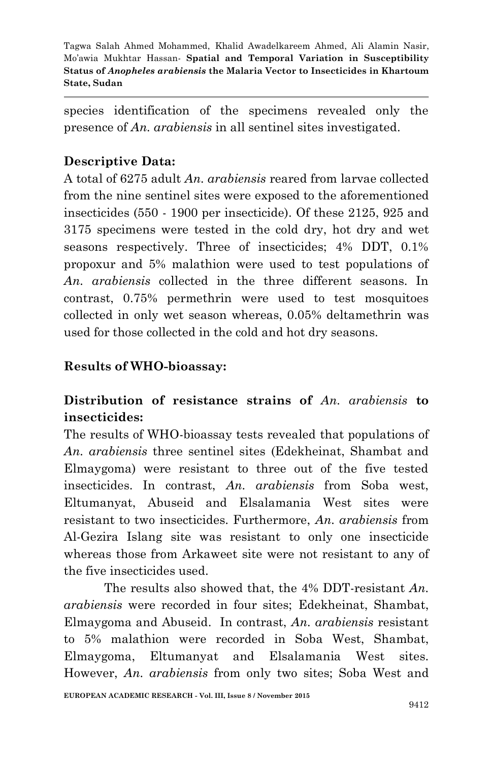species identification of the specimens revealed only the presence of *An. arabiensis* in all sentinel sites investigated.

**Descriptive Data:**

A total of 6275 adult *An. arabiensis* reared from larvae collected from the nine sentinel sites were exposed to the aforementioned insecticides (550 - 1900 per insecticide). Of these 2125, 925 and 3175 specimens were tested in the cold dry, hot dry and wet seasons respectively. Three of insecticides; 4% DDT, 0.1% propoxur and 5% malathion were used to test populations of *An. arabiensis* collected in the three different seasons. In contrast, 0.75% permethrin were used to test mosquitoes collected in only wet season whereas, 0.05% deltamethrin was used for those collected in the cold and hot dry seasons.

**Results of WHO-bioassay:**

**Distribution of resistance strains of *An. arabiensis* to insecticides:**

The results of WHO-bioassay tests revealed that populations of *An. arabiensis* three sentinel sites (Edekheinat, Shambat and Elmaygoma) were resistant to three out of the five tested insecticides. In contrast, *An. arabiensis* from Soba west, Eltumanyat, Abuseid and Elsalamania West sites were resistant to two insecticides. Furthermore, *An. arabiensis* from Al-Gezira Islang site was resistant to only one insecticide whereas those from Arkaweet site were not resistant to any of the five insecticides used.

The results also showed that, the 4% DDT-resistant *An. arabiensis* were recorded in four sites; Edekheinat, Shambat, Elmaygoma and Abuseid. In contrast, *An. arabiensis* resistant to 5% malathion were recorded in Soba West, Shambat, Elmaygoma, Eltumanyat and Elsalamania West sites. However, *An. arabiensis* from only two sites; Soba West and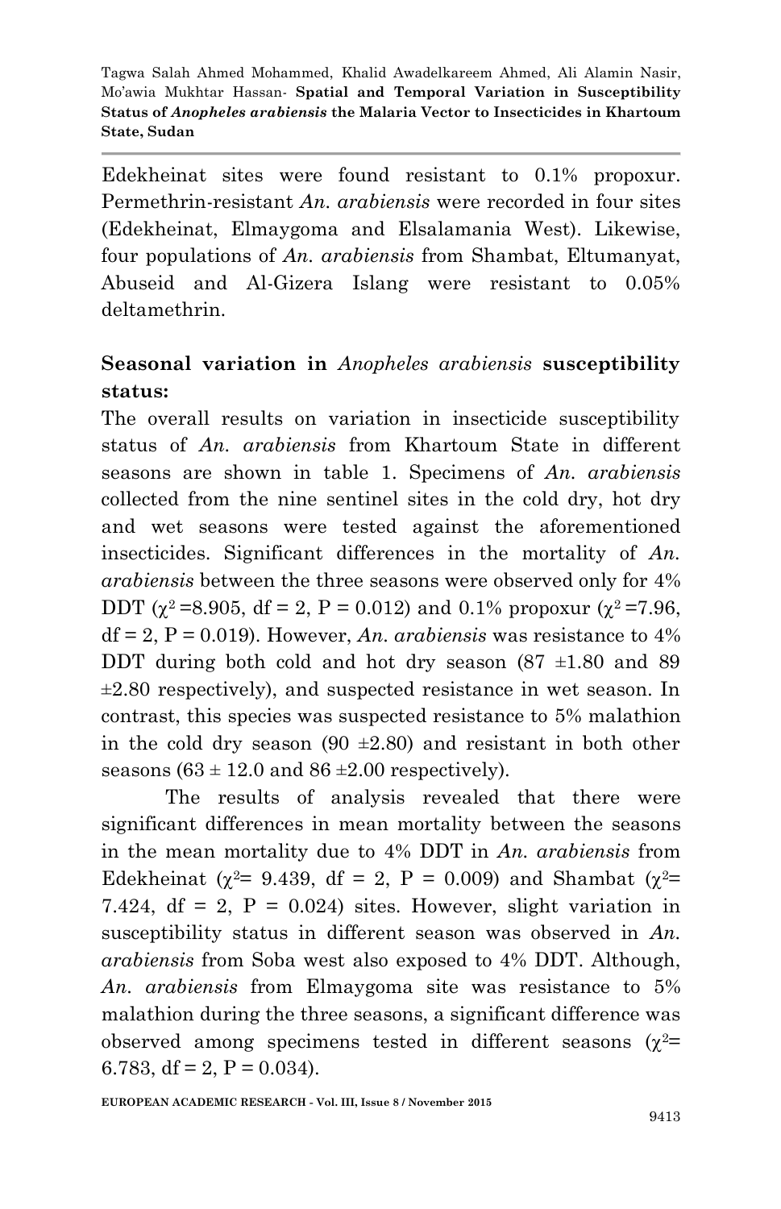Edekheinat sites were found resistant to 0.1% propoxur. Permethrin-resistant *An. arabiensis* were recorded in four sites (Edekheinat, Elmaygoma and Elsalamania West). Likewise, four populations of *An. arabiensis* from Shambat, Eltumanyat, Abuseid and Al-Gizera Islang were resistant to 0.05% deltamethrin.

**Seasonal variation in *Anopheles arabiensis* susceptibility status:**

The overall results on variation in insecticide susceptibility status of *An. arabiensis* from Khartoum State in different seasons are shown in table 1. Specimens of *An. arabiensis* collected from the nine sentinel sites in the cold dry, hot dry and wet seasons were tested against the aforementioned insecticides. Significant differences in the mortality of *An. arabiensis* between the three seasons were observed only for 4% DDT ($\chi^2$ =8.905, df = 2, P = 0.012) and 0.1% propoxur ($\chi^2$ =7.96, df = 2, P = 0.019). However, *An. arabiensis* was resistance to 4% DDT during both cold and hot dry season (87 ±1.80 and 89 ±2.80 respectively), and suspected resistance in wet season. In contrast, this species was suspected resistance to 5% malathion in the cold dry season (90 ±2.80) and resistant in both other seasons (63 ± 12.0 and 86 ±2.00 respectively).

The results of analysis revealed that there were significant differences in mean mortality between the seasons in the mean mortality due to 4% DDT in *An. arabiensis* from Edekheinat ($\chi^2$= 9.439, df = 2, P = 0.009) and Shambat ($\chi^2$= 7.424, df = 2, P = 0.024) sites. However, slight variation in susceptibility status in different season was observed in *An. arabiensis* from Soba west also exposed to 4% DDT. Although, *An. arabiensis* from Elmaygoma site was resistance to 5% malathion during the three seasons, a significant difference was observed among specimens tested in different seasons ($\chi^2$= 6.783, df = 2, P = 0.034).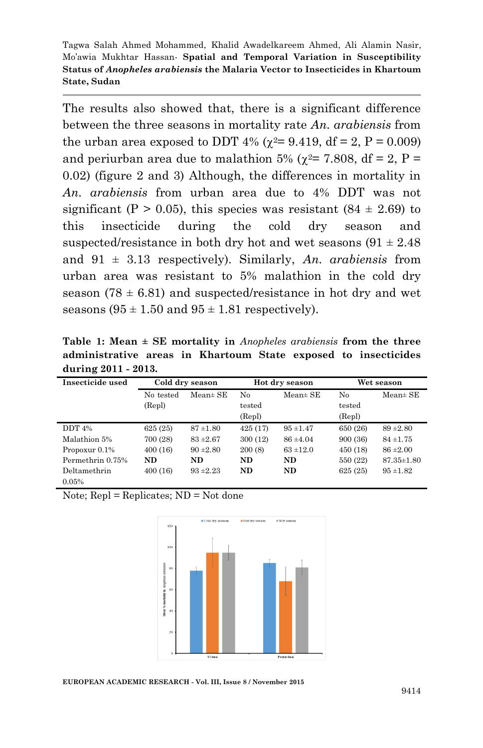The results also showed that, there is a significant difference between the three seasons in mortality rate *An. arabiensis* from the urban area exposed to DDT 4% ($\chi^2$= 9.419, df = 2, P = 0.009) and periurban area due to malathion 5% ($\chi^2$= 7.808, df = 2, P = 0.02) (figure 2 and 3) Although, the differences in mortality in *An. arabiensis* from urban area due to 4% DDT was not significant (P > 0.05), this species was resistant (84 ± 2.69) to this insecticide during the cold dry season and suspected/resistance in both dry hot and wet seasons (91 ± 2.48 and 91 ± 3.13 respectively). Similarly, *An. arabiensis* from urban area was resistant to 5% malathion in the cold dry season (78 ± 6.81) and suspected/resistance in hot dry and wet seasons (95 ± 1.50 and 95 ± 1.81 respectively).

**Table 1: Mean ± SE mortality in *Anopheles arabiensis* from the three administrative areas in Khartoum State exposed to insecticides during 2011 - 2013.**

| Insecticide used | Cold dry season | | Hot dry season | | Wet season | |
|---|---|---|---|---|---|---|
| | No tested (Repl) | Mean± SE | No tested (Repl) | Mean± SE | No tested (Repl) | Mean± SE |
| DDT 4% | 625 (25) | 87 ±1.80 | 425 (17) | 95 ±1.47 | 650 (26) | 89 ±2.80 |
| Malathion 5% | 700 (28) | 83 ±2.67 | 300 (12) | 86 ±4.04 | 900 (36) | 84 ±1.75 |
| Propoxur 0.1% | 400 (16) | 90 ±2.80 | 200 (8) | 63 ±12.0 | 450 (18) | 86 ±2.00 |
| Permethrin 0.75% | **ND** | **ND** | **ND** | **ND** | 550 (22) | 87.35±1.80 |
| Deltamethrin 0.05% | 400 (16) | 93 ±2.23 | **ND** | **ND** | 625 (25) | 95 ±1.82 |

Note; Repl = Replicates; ND = Not done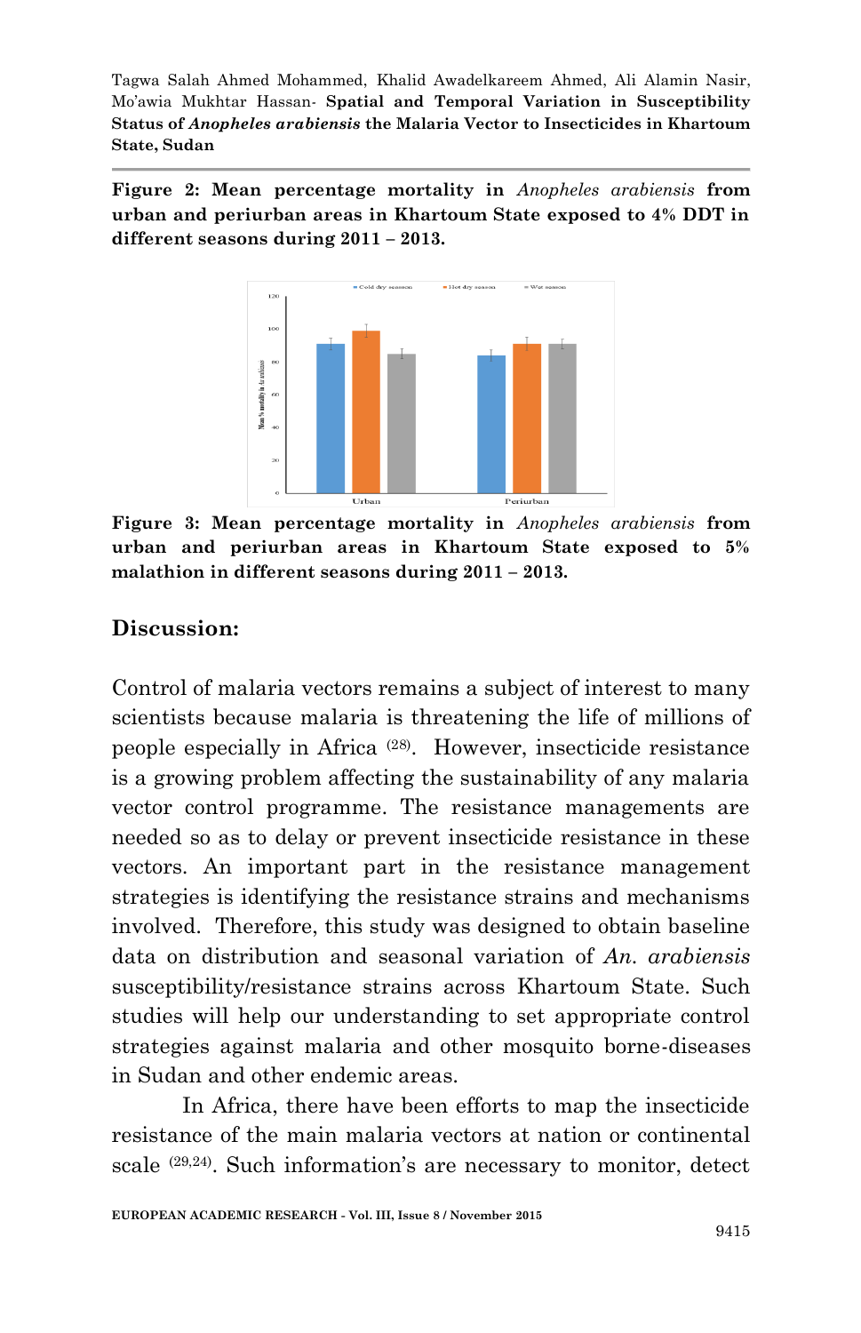**Figure 2: Mean percentage mortality in *Anopheles arabiensis* from urban and periurban areas in Khartoum State exposed to 4% DDT in different seasons during 2011 – 2013.**

**Figure 3: Mean percentage mortality in *Anopheles arabiensis* from urban and periurban areas in Khartoum State exposed to 5% malathion in different seasons during 2011 – 2013.**

## Discussion:

Control of malaria vectors remains a subject of interest to many scientists because malaria is threatening the life of millions of people especially in Africa [28]. However, insecticide resistance is a growing problem affecting the sustainability of any malaria vector control programme. The resistance managements are needed so as to delay or prevent insecticide resistance in these vectors. An important part in the resistance management strategies is identifying the resistance strains and mechanisms involved. Therefore, this study was designed to obtain baseline data on distribution and seasonal variation of *An. arabiensis* susceptibility/resistance strains across Khartoum State. Such studies will help our understanding to set appropriate control strategies against malaria and other mosquito borne-diseases in Sudan and other endemic areas.

In Africa, there have been efforts to map the insecticide resistance of the main malaria vectors at nation or continental scale [29,24]. Such information's are necessary to monitor, detect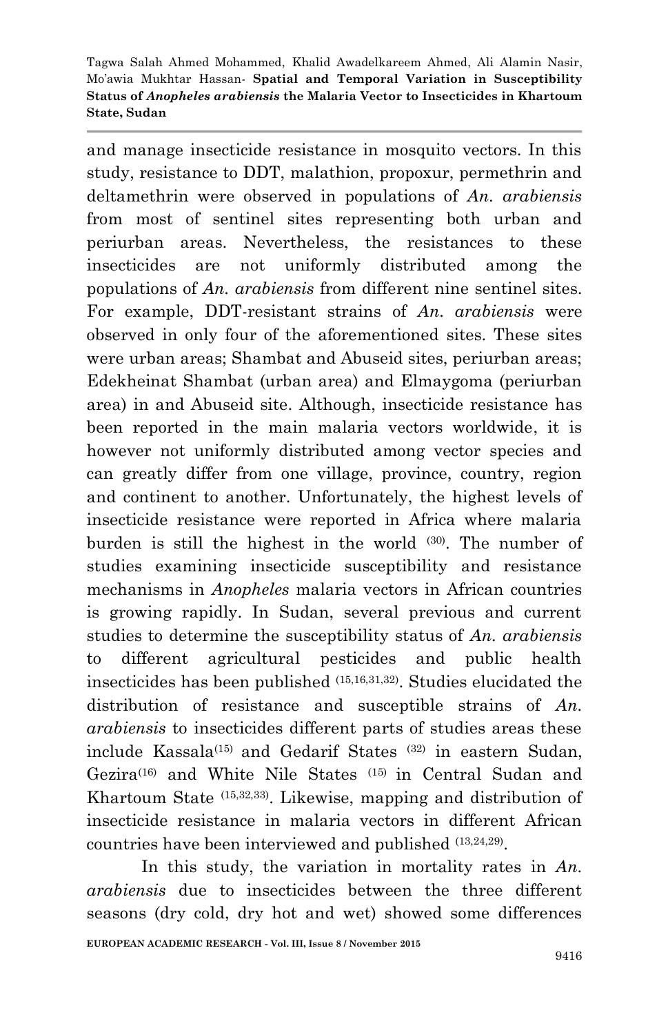and manage insecticide resistance in mosquito vectors. In this study, resistance to DDT, malathion, propoxur, permethrin and deltamethrin were observed in populations of *An. arabiensis* from most of sentinel sites representing both urban and periurban areas. Nevertheless, the resistances to these insecticides are not uniformly distributed among the populations of *An. arabiensis* from different nine sentinel sites. For example, DDT-resistant strains of *An. arabiensis* were observed in only four of the aforementioned sites. These sites were urban areas; Shambat and Abuseid sites, periurban areas; Edekheinat Shambat (urban area) and Elmaygoma (periurban area) in and Abuseid site. Although, insecticide resistance has been reported in the main malaria vectors worldwide, it is however not uniformly distributed among vector species and can greatly differ from one village, province, country, region and continent to another. Unfortunately, the highest levels of insecticide resistance were reported in Africa where malaria burden is still the highest in the world [(30)]. The number of studies examining insecticide susceptibility and resistance mechanisms in *Anopheles* malaria vectors in African countries is growing rapidly. In Sudan, several previous and current studies to determine the susceptibility status of *An. arabiensis* to different agricultural pesticides and public health insecticides has been published [(15,16,31,32)]. Studies elucidated the distribution of resistance and susceptible strains of *An. arabiensis* to insecticides different parts of studies areas these include Kassala[(15)] and Gedarif States [(32)] in eastern Sudan, Gezira[(16)] and White Nile States [(15)] in Central Sudan and Khartoum State [(15,32,33)]. Likewise, mapping and distribution of insecticide resistance in malaria vectors in different African countries have been interviewed and published [(13,24,29)].

In this study, the variation in mortality rates in *An. arabiensis* due to insecticides between the three different seasons (dry cold, dry hot and wet) showed some differences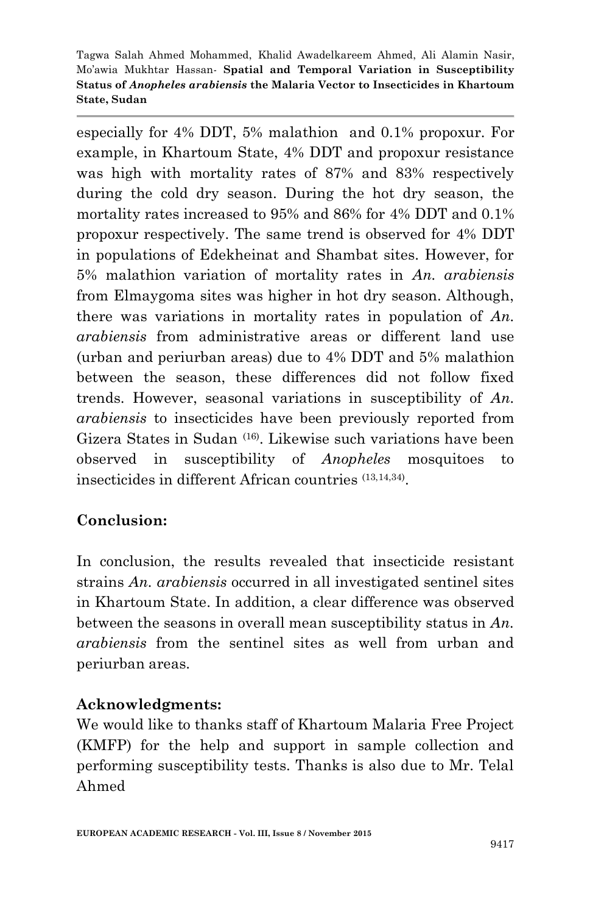especially for 4% DDT, 5% malathion and 0.1% propoxur. For example, in Khartoum State, 4% DDT and propoxur resistance was high with mortality rates of 87% and 83% respectively during the cold dry season. During the hot dry season, the mortality rates increased to 95% and 86% for 4% DDT and 0.1% propoxur respectively. The same trend is observed for 4% DDT in populations of Edekheinat and Shambat sites. However, for 5% malathion variation of mortality rates in *An. arabiensis* from Elmaygoma sites was higher in hot dry season. Although, there was variations in mortality rates in population of *An. arabiensis* from administrative areas or different land use (urban and periurban areas) due to 4% DDT and 5% malathion between the season, these differences did not follow fixed trends. However, seasonal variations in susceptibility of *An. arabiensis* to insecticides have been previously reported from Gizera States in Sudan [16]. Likewise such variations have been observed in susceptibility of *Anopheles* mosquitoes to insecticides in different African countries [13,14,34].

## Conclusion:

In conclusion, the results revealed that insecticide resistant strains *An. arabiensis* occurred in all investigated sentinel sites in Khartoum State. In addition, a clear difference was observed between the seasons in overall mean susceptibility status in *An. arabiensis* from the sentinel sites as well from urban and periurban areas.

## Acknowledgments:

We would like to thanks staff of Khartoum Malaria Free Project (KMFP) for the help and support in sample collection and performing susceptibility tests. Thanks is also due to Mr. Telal Ahmed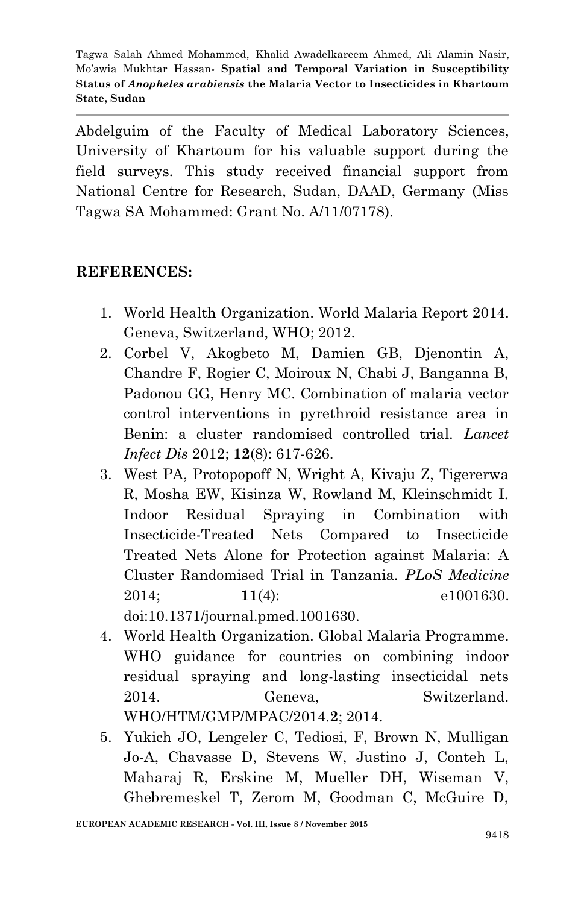Abdelguim of the Faculty of Medical Laboratory Sciences, University of Khartoum for his valuable support during the field surveys. This study received financial support from National Centre for Research, Sudan, DAAD, Germany (Miss Tagwa SA Mohammed: Grant No. A/11/07178).

## REFERENCES:

1. World Health Organization. World Malaria Report 2014. Geneva, Switzerland, WHO; 2012.
2. Corbel V, Akogbeto M, Damien GB, Djenontin A, Chandre F, Rogier C, Moiroux N, Chabi J, Banganna B, Padonou GG, Henry MC. Combination of malaria vector control interventions in pyrethroid resistance area in Benin: a cluster randomised controlled trial. *Lancet Infect Dis* 2012; **12**(8): 617-626.
3. West PA, Protopopoff N, Wright A, Kivaju Z, Tigererwa R, Mosha EW, Kisinza W, Rowland M, Kleinschmidt I. Indoor Residual Spraying in Combination with Insecticide-Treated Nets Compared to Insecticide Treated Nets Alone for Protection against Malaria: A Cluster Randomised Trial in Tanzania. *PLoS Medicine* 2014; **11**(4): e1001630. doi:10.1371/journal.pmed.1001630.
4. World Health Organization. Global Malaria Programme. WHO guidance for countries on combining indoor residual spraying and long-lasting insecticidal nets 2014. Geneva, Switzerland. WHO/HTM/GMP/MPAC/2014.**2**; 2014.
5. Yukich JO, Lengeler C, Tediosi, F, Brown N, Mulligan Jo-A, Chavasse D, Stevens W, Justino J, Conteh L, Maharaj R, Erskine M, Mueller DH, Wiseman V, Ghebremeskel T, Zerom M, Goodman C, McGuire D,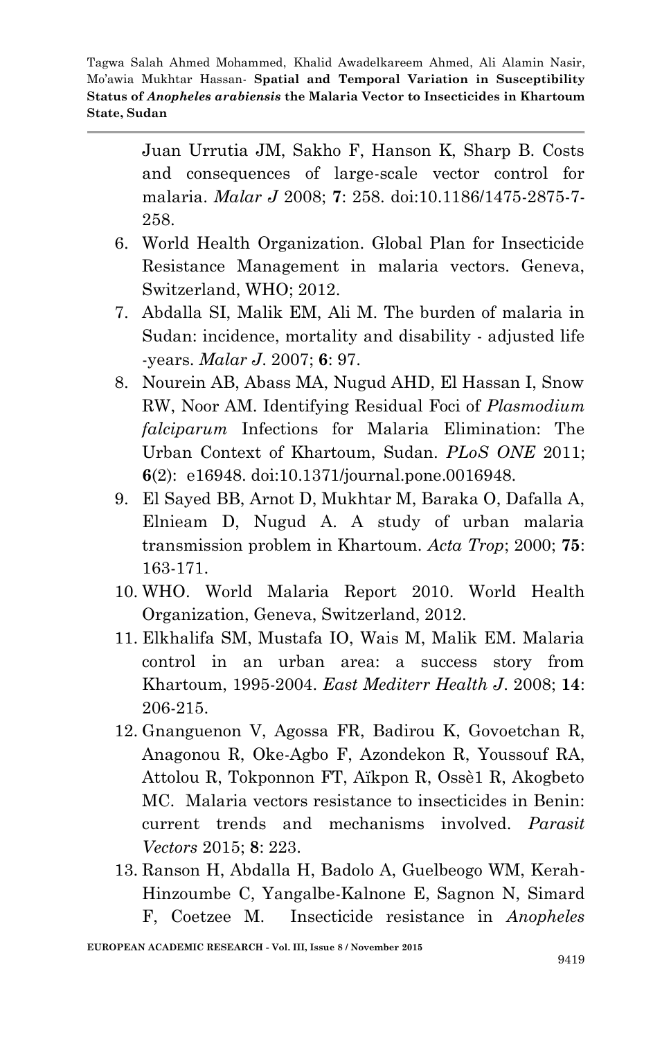Juan Urrutia JM, Sakho F, Hanson K, Sharp B. Costs and consequences of large-scale vector control for malaria. *Malar J* 2008; **7**: 258. doi:10.1186/1475-2875-7-258.

6. World Health Organization. Global Plan for Insecticide Resistance Management in malaria vectors. Geneva, Switzerland, WHO; 2012.
7. Abdalla SI, Malik EM, Ali M. The burden of malaria in Sudan: incidence, mortality and disability - adjusted life -years. *Malar J*. 2007; **6**: 97.
8. Nourein AB, Abass MA, Nugud AHD, El Hassan I, Snow RW, Noor AM. Identifying Residual Foci of *Plasmodium falciparum* Infections for Malaria Elimination: The Urban Context of Khartoum, Sudan. *PLoS ONE* 2011; **6**(2): e16948. doi:10.1371/journal.pone.0016948.
9. El Sayed BB, Arnot D, Mukhtar M, Baraka O, Dafalla A, Elnieam D, Nugud A. A study of urban malaria transmission problem in Khartoum. *Acta Trop*; 2000; **75**: 163-171.
10. WHO. World Malaria Report 2010. World Health Organization, Geneva, Switzerland, 2012.
11. Elkhalifa SM, Mustafa IO, Wais M, Malik EM. Malaria control in an urban area: a success story from Khartoum, 1995-2004. *East Mediterr Health J*. 2008; **14**: 206-215.
12. Gnanguenon V, Agossa FR, Badirou K, Govoetchan R, Anagonou R, Oke-Agbo F, Azondekon R, Youssouf RA, Attolou R, Tokponnon FT, Aïkpon R, Ossè1 R, Akogbeto MC. Malaria vectors resistance to insecticides in Benin: current trends and mechanisms involved. *Parasit Vectors* 2015; **8**: 223.
13. Ranson H, Abdalla H, Badolo A, Guelbeogo WM, Kerah-Hinzoumbe C, Yangalbe-Kalnone E, Sagnon N, Simard F, Coetzee M. Insecticide resistance in *Anopheles*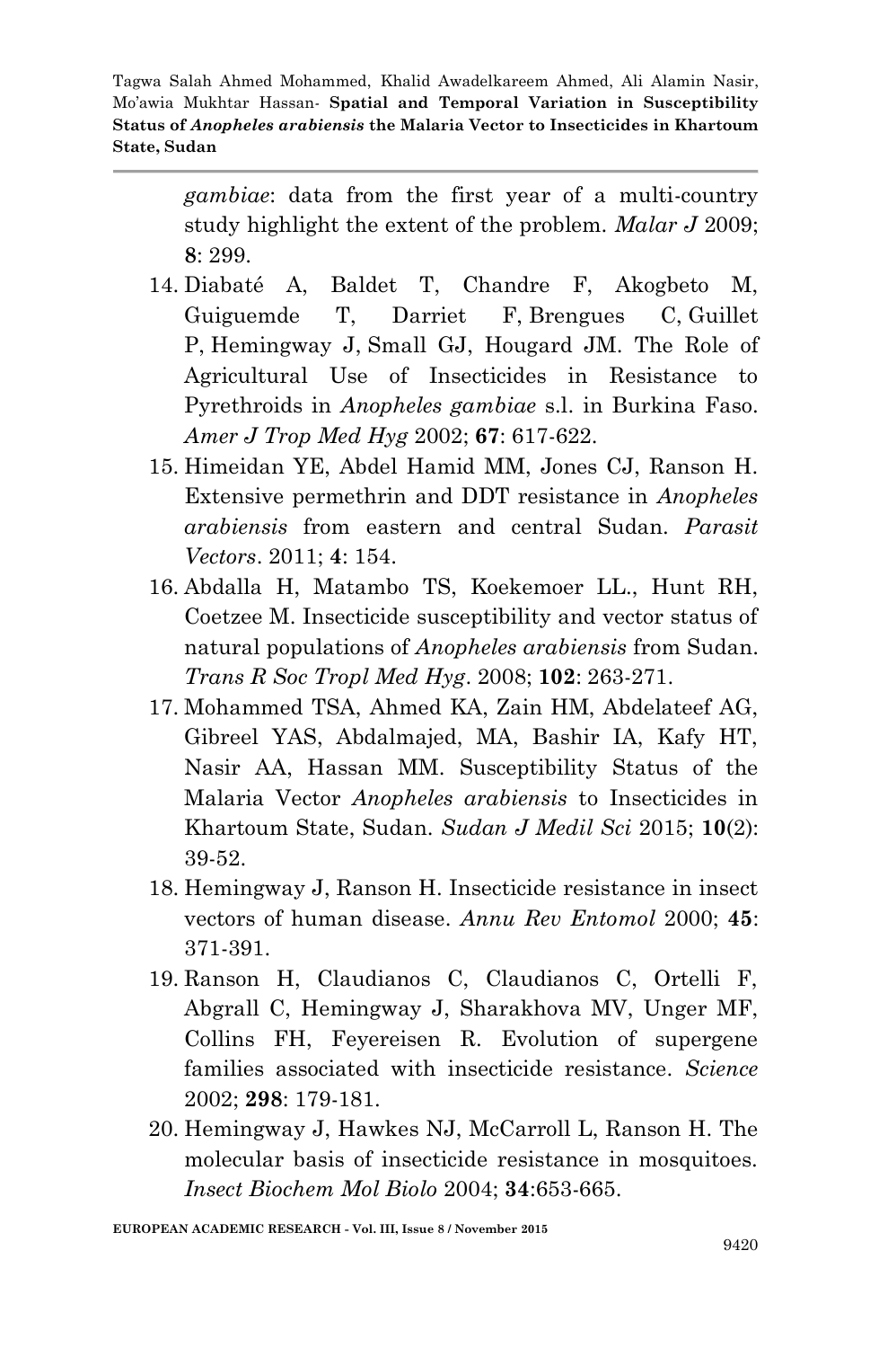*gambiae*: data from the first year of a multi-country study highlight the extent of the problem. *Malar J* 2009; **8**: 299.

14. Diabaté A, Baldet T, Chandre F, Akogbeto M, Guiguemde T, Darriet F, Brengues C, Guillet P, Hemingway J, Small GJ, Hougard JM. The Role of Agricultural Use of Insecticides in Resistance to Pyrethroids in *Anopheles gambiae* s.l. in Burkina Faso. *Amer J Trop Med Hyg* 2002; **67**: 617-622.
15. Himeidan YE, Abdel Hamid MM, Jones CJ, Ranson H. Extensive permethrin and DDT resistance in *Anopheles arabiensis* from eastern and central Sudan. *Parasit Vectors*. 2011; **4**: 154.
16. Abdalla H, Matambo TS, Koekemoer LL., Hunt RH, Coetzee M. Insecticide susceptibility and vector status of natural populations of *Anopheles arabiensis* from Sudan. *Trans R Soc Tropl Med Hyg*. 2008; **102**: 263-271.
17. Mohammed TSA, Ahmed KA, Zain HM, Abdelateef AG, Gibreel YAS, Abdalmajed, MA, Bashir IA, Kafy HT, Nasir AA, Hassan MM. Susceptibility Status of the Malaria Vector *Anopheles arabiensis* to Insecticides in Khartoum State, Sudan. *Sudan J Medil Sci* 2015; **10**(2): 39-52.
18. Hemingway J, Ranson H. Insecticide resistance in insect vectors of human disease. *Annu Rev Entomol* 2000; **45**: 371-391.
19. Ranson H, Claudianos C, Claudianos C, Ortelli F, Abgrall C, Hemingway J, Sharakhova MV, Unger MF, Collins FH, Feyereisen R. Evolution of supergene families associated with insecticide resistance. *Science* 2002; **298**: 179-181.
20. Hemingway J, Hawkes NJ, McCarroll L, Ranson H. The molecular basis of insecticide resistance in mosquitoes. *Insect Biochem Mol Biolo* 2004; **34**:653-665.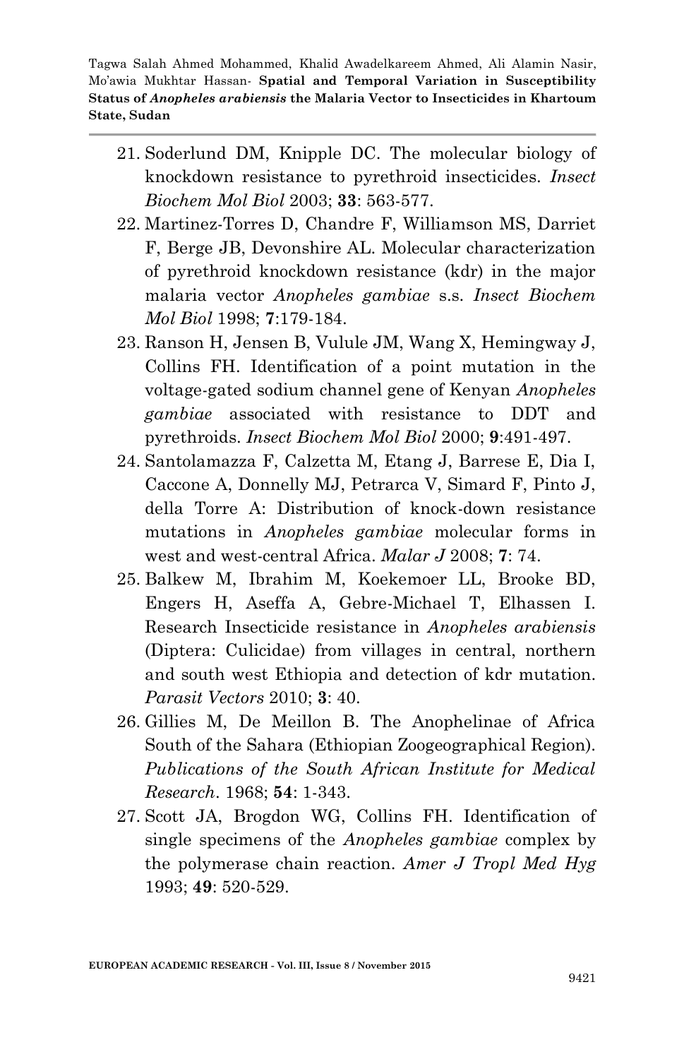21. Soderlund DM, Knipple DC. The molecular biology of knockdown resistance to pyrethroid insecticides. *Insect Biochem Mol Biol* 2003; **33**: 563-577.
22. Martinez-Torres D, Chandre F, Williamson MS, Darriet F, Berge JB, Devonshire AL. Molecular characterization of pyrethroid knockdown resistance (kdr) in the major malaria vector *Anopheles gambiae* s.s. *Insect Biochem Mol Biol* 1998; **7**:179-184.
23. Ranson H, Jensen B, Vulule JM, Wang X, Hemingway J, Collins FH. Identification of a point mutation in the voltage-gated sodium channel gene of Kenyan *Anopheles gambiae* associated with resistance to DDT and pyrethroids. *Insect Biochem Mol Biol* 2000; **9**:491-497.
24. Santolamazza F, Calzetta M, Etang J, Barrese E, Dia I, Caccone A, Donnelly MJ, Petrarca V, Simard F, Pinto J, della Torre A: Distribution of knock-down resistance mutations in *Anopheles gambiae* molecular forms in west and west-central Africa. *Malar J* 2008; **7**: 74.
25. Balkew M, Ibrahim M, Koekemoer LL, Brooke BD, Engers H, Aseffa A, Gebre-Michael T, Elhassen I. Research Insecticide resistance in *Anopheles arabiensis* (Diptera: Culicidae) from villages in central, northern and south west Ethiopia and detection of kdr mutation. *Parasit Vectors* 2010; **3**: 40.
26. Gillies M, De Meillon B. The Anophelinae of Africa South of the Sahara (Ethiopian Zoogeographical Region). *Publications of the South African Institute for Medical Research*. 1968; **54**: 1-343.
27. Scott JA, Brogdon WG, Collins FH. Identification of single specimens of the *Anopheles gambiae* complex by the polymerase chain reaction. *Amer J Tropl Med Hyg* 1993; **49**: 520-529.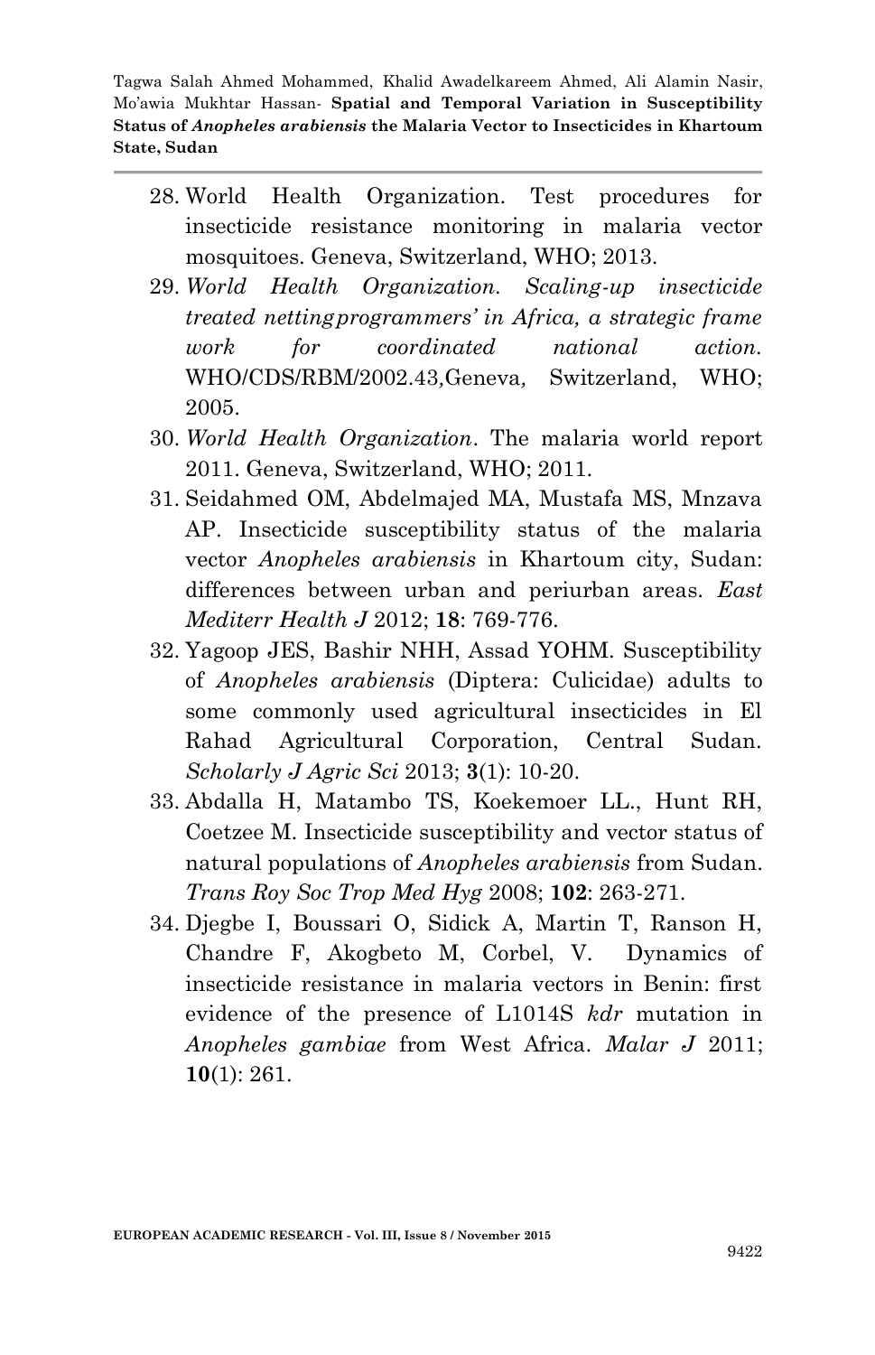28. World Health Organization. Test procedures for insecticide resistance monitoring in malaria vector mosquitoes. Geneva, Switzerland, WHO; 2013.
29. *World Health Organization. Scaling-up insecticide treated netting programmers' in Africa, a strategic frame work for coordinated national action.* WHO/CDS/RBM/2002.43*,*Geneva*,* Switzerland, WHO; 2005.
30. *World Health Organization*. The malaria world report 2011. Geneva, Switzerland, WHO; 2011.
31. Seidahmed OM, Abdelmajed MA, Mustafa MS, Mnzava AP. Insecticide susceptibility status of the malaria vector *Anopheles arabiensis* in Khartoum city, Sudan: differences between urban and periurban areas. *East Mediterr Health J* 2012; **18**: 769-776.
32. Yagoop JES, Bashir NHH, Assad YOHM. Susceptibility of *Anopheles arabiensis* (Diptera: Culicidae) adults to some commonly used agricultural insecticides in El Rahad Agricultural Corporation, Central Sudan. *Scholarly J Agric Sci* 2013; **3**(1): 10-20.
33. Abdalla H, Matambo TS, Koekemoer LL., Hunt RH, Coetzee M. Insecticide susceptibility and vector status of natural populations of *Anopheles arabiensis* from Sudan. *Trans Roy Soc Trop Med Hyg* 2008; **102**: 263-271.
34. Djegbe I, Boussari O, Sidick A, Martin T, Ranson H, Chandre F, Akogbeto M, Corbel, V. Dynamics of insecticide resistance in malaria vectors in Benin: first evidence of the presence of L1014S *kdr* mutation in *Anopheles gambiae* from West Africa. *Malar J* 2011; **10**(1): 261.